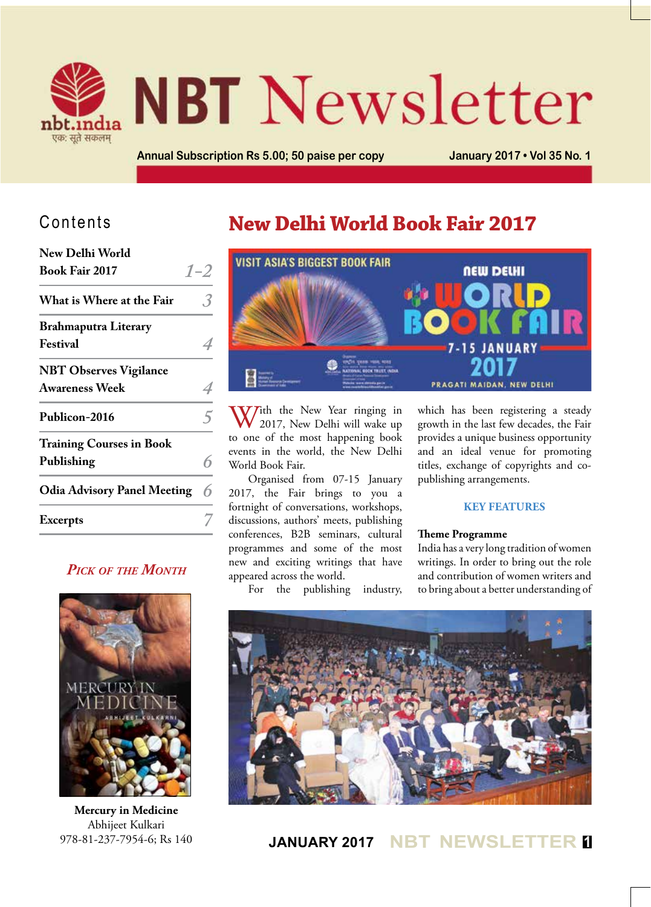# NBT Newsletter

Annual Subscription Rs 5.00; 50 paise per copy

January 2017 • Vol 35 No. 1

## Contents

| | |
|---|---|
| New Delhi World Book Fair 2017 | 1–2 |
| What is Where at the Fair | 3 |
| Brahmaputra Literary Festival | 4 |
| NBT Observes Vigilance Awareness Week | 4 |
| Publicon-2016 | 5 |
| Training Courses in Book Publishing | 6 |
| Odia Advisory Panel Meeting | 6 |
| Excerpts | 7 |

### *Pick of the Month*

**Mercury in Medicine**
Abhijeet Kulkari
978-81-237-7954-6; Rs 140

# New Delhi World Book Fair 2017

With the New Year ringing in 2017, New Delhi will wake up to one of the most happening book events in the world, the New Delhi World Book Fair.

Organised from 07-15 January 2017, the Fair brings to you a fortnight of conversations, workshops, discussions, authors' meets, publishing conferences, B2B seminars, cultural programmes and some of the most new and exciting writings that have appeared across the world.

For the publishing industry, which has been registering a steady growth in the last few decades, the Fair provides a unique business opportunity and an ideal venue for promoting titles, exchange of copyrights and co-publishing arrangements.

### KEY FEATURES

**Theme Programme**

India has a very long tradition of women writings. In order to bring out the role and contribution of women writers and to bring about a better understanding of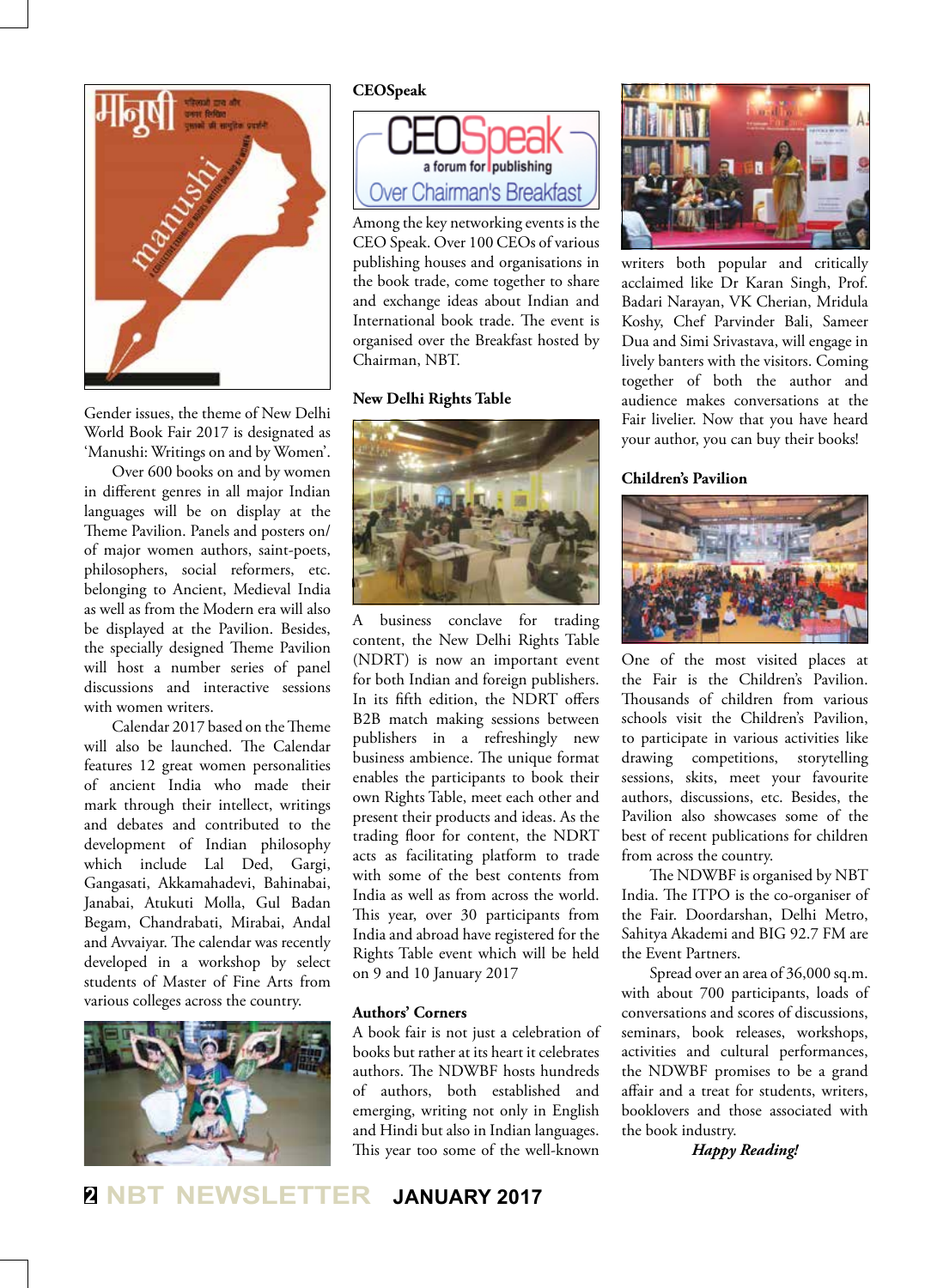Gender issues, the theme of New Delhi World Book Fair 2017 is designated as 'Manushi: Writings on and by Women'.

Over 600 books on and by women in different genres in all major Indian languages will be on display at the Theme Pavilion. Panels and posters on/of major women authors, saint-poets, philosophers, social reformers, etc. belonging to Ancient, Medieval India as well as from the Modern era will also be displayed at the Pavilion. Besides, the specially designed Theme Pavilion will host a number series of panel discussions and interactive sessions with women writers.

Calendar 2017 based on the Theme will also be launched. The Calendar features 12 great women personalities of ancient India who made their mark through their intellect, writings and debates and contributed to the development of Indian philosophy which include Lal Ded, Gargi, Gangasati, Akkamahadevi, Bahinabai, Janabai, Atukuti Molla, Gul Badan Begam, Chandrabati, Mirabai, Andal and Avvaiyar. The calendar was recently developed in a workshop by select students of Master of Fine Arts from various colleges across the country.

## CEOSpeak

Among the key networking events is the CEO Speak. Over 100 CEOs of various publishing houses and organisations in the book trade, come together to share and exchange ideas about Indian and International book trade. The event is organised over the Breakfast hosted by Chairman, NBT.

## New Delhi Rights Table

A business conclave for trading content, the New Delhi Rights Table (NDRT) is now an important event for both Indian and foreign publishers. In its fifth edition, the NDRT offers B2B match making sessions between publishers in a refreshingly new business ambience. The unique format enables the participants to book their own Rights Table, meet each other and present their products and ideas. As the trading floor for content, the NDRT acts as facilitating platform to trade with some of the best contents from India as well as from across the world. This year, over 30 participants from India and abroad have registered for the Rights Table event which will be held on 9 and 10 January 2017

## Authors' Corners

A book fair is not just a celebration of books but rather at its heart it celebrates authors. The NDWBF hosts hundreds of authors, both established and emerging, writing not only in English and Hindi but also in Indian languages. This year too some of the well-known writers both popular and critically acclaimed like Dr Karan Singh, Prof. Badari Narayan, VK Cherian, Mridula Koshy, Chef Parvinder Bali, Sameer Dua and Simi Srivastava, will engage in lively banters with the visitors. Coming together of both the author and audience makes conversations at the Fair livelier. Now that you have heard your author, you can buy their books!

## Children's Pavilion

One of the most visited places at the Fair is the Children's Pavilion. Thousands of children from various schools visit the Children's Pavilion, to participate in various activities like drawing competitions, storytelling sessions, skits, meet your favourite authors, discussions, etc. Besides, the Pavilion also showcases some of the best of recent publications for children from across the country.

The NDWBF is organised by NBT India. The ITPO is the co-organiser of the Fair. Doordarshan, Delhi Metro, Sahitya Akademi and BIG 92.7 FM are the Event Partners.

Spread over an area of 36,000 sq.m. with about 700 participants, loads of conversations and scores of discussions, seminars, book releases, workshops, activities and cultural performances, the NDWBF promises to be a grand affair and a treat for students, writers, booklovers and those associated with the book industry.

***Happy Reading!***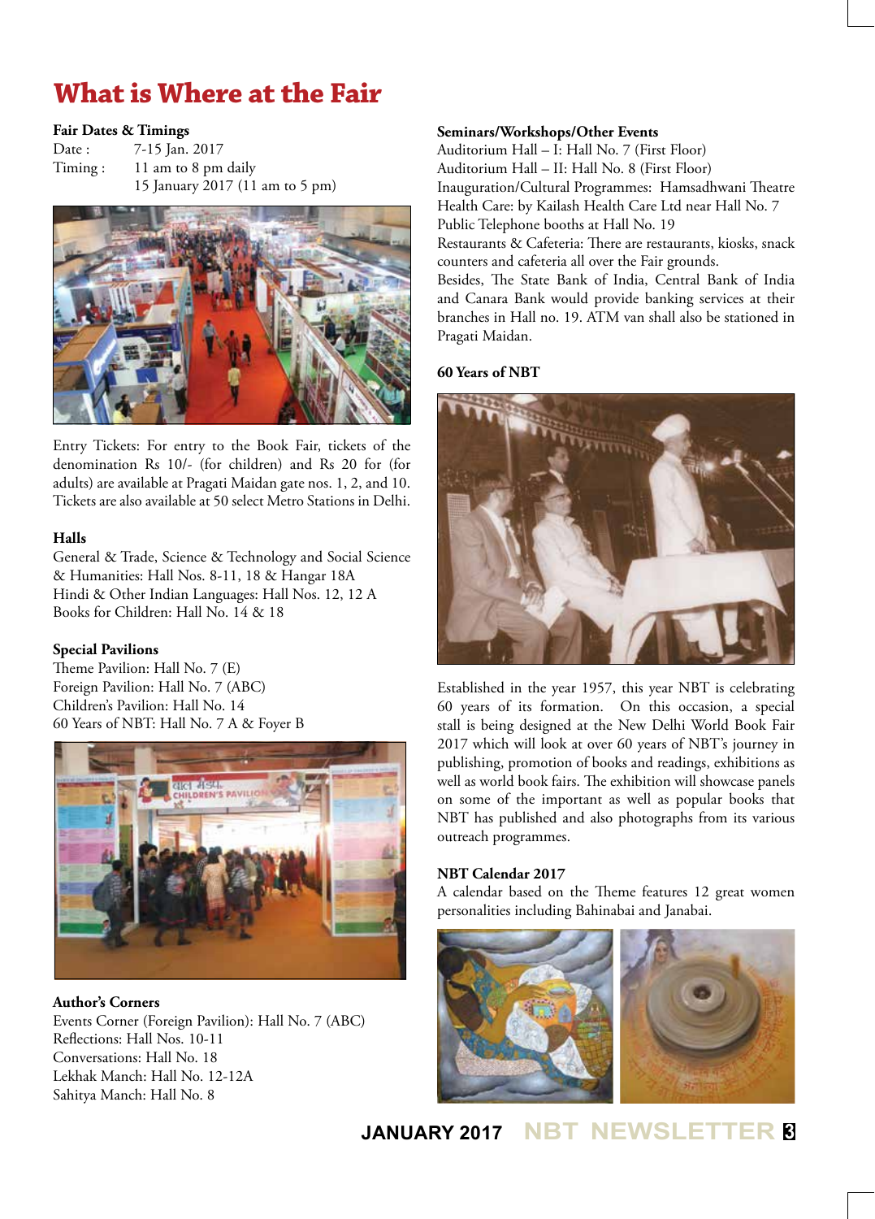# What is Where at the Fair

**Fair Dates & Timings**

Date : 7-15 Jan. 2017

Timing : 11 am to 8 pm daily
15 January 2017 (11 am to 5 pm)

Entry Tickets: For entry to the Book Fair, tickets of the denomination Rs 10/- (for children) and Rs 20 for (for adults) are available at Pragati Maidan gate nos. 1, 2, and 10. Tickets are also available at 50 select Metro Stations in Delhi.

**Halls**

General & Trade, Science & Technology and Social Science & Humanities: Hall Nos. 8-11, 18 & Hangar 18A
Hindi & Other Indian Languages: Hall Nos. 12, 12 A
Books for Children: Hall No. 14 & 18

**Special Pavilions**

Theme Pavilion: Hall No. 7 (E)
Foreign Pavilion: Hall No. 7 (ABC)
Children's Pavilion: Hall No. 14
60 Years of NBT: Hall No. 7 A & Foyer B

**Author's Corners**

Events Corner (Foreign Pavilion): Hall No. 7 (ABC)
Reflections: Hall Nos. 10-11
Conversations: Hall No. 18
Lekhak Manch: Hall No. 12-12A
Sahitya Manch: Hall No. 8

**Seminars/Workshops/Other Events**

Auditorium Hall – I: Hall No. 7 (First Floor)
Auditorium Hall – II: Hall No. 8 (First Floor)
Inauguration/Cultural Programmes: Hamsadhwani Theatre
Health Care: by Kailash Health Care Ltd near Hall No. 7
Public Telephone booths at Hall No. 19
Restaurants & Cafeteria: There are restaurants, kiosks, snack counters and cafeteria all over the Fair grounds.
Besides, The State Bank of India, Central Bank of India and Canara Bank would provide banking services at their branches in Hall no. 19. ATM van shall also be stationed in Pragati Maidan.

**60 Years of NBT**

Established in the year 1957, this year NBT is celebrating 60 years of its formation. On this occasion, a special stall is being designed at the New Delhi World Book Fair 2017 which will look at over 60 years of NBT's journey in publishing, promotion of books and readings, exhibitions as well as world book fairs. The exhibition will showcase panels on some of the important as well as popular books that NBT has published and also photographs from its various outreach programmes.

**NBT Calendar 2017**

A calendar based on the Theme features 12 great women personalities including Bahinabai and Janabai.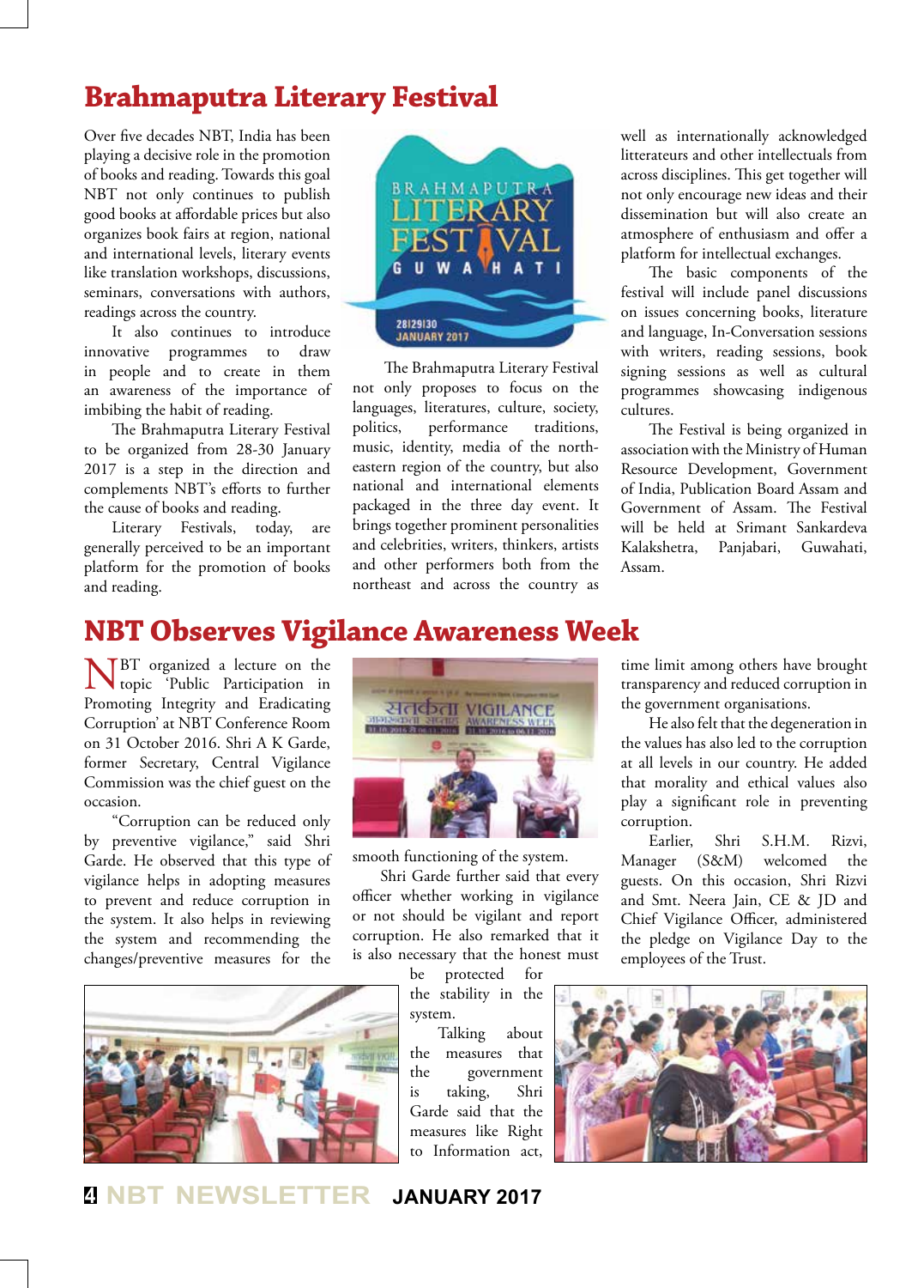# Brahmaputra Literary Festival

Over five decades NBT, India has been playing a decisive role in the promotion of books and reading. Towards this goal NBT not only continues to publish good books at affordable prices but also organizes book fairs at region, national and international levels, literary events like translation workshops, discussions, seminars, conversations with authors, readings across the country.

It also continues to introduce innovative programmes to draw in people and to create in them an awareness of the importance of imbibing the habit of reading.

The Brahmaputra Literary Festival to be organized from 28-30 January 2017 is a step in the direction and complements NBT's efforts to further the cause of books and reading.

Literary Festivals, today, are generally perceived to be an important platform for the promotion of books and reading.

The Brahmaputra Literary Festival not only proposes to focus on the languages, literatures, culture, society, politics, performance traditions, music, identity, media of the north-eastern region of the country, but also national and international elements packaged in the three day event. It brings together prominent personalities and celebrities, writers, thinkers, artists and other performers both from the northeast and across the country as well as internationally acknowledged litterateurs and other intellectuals from across disciplines. This get together will not only encourage new ideas and their dissemination but will also create an atmosphere of enthusiasm and offer a platform for intellectual exchanges.

The basic components of the festival will include panel discussions on issues concerning books, literature and language, In-Conversation sessions with writers, reading sessions, book signing sessions as well as cultural programmes showcasing indigenous cultures.

The Festival is being organized in association with the Ministry of Human Resource Development, Government of India, Publication Board Assam and Government of Assam. The Festival will be held at Srimant Sankardeva Kalakshetra, Panjabari, Guwahati, Assam.

# NBT Observes Vigilance Awareness Week

NBT organized a lecture on the topic 'Public Participation in Promoting Integrity and Eradicating Corruption' at NBT Conference Room on 31 October 2016. Shri A K Garde, former Secretary, Central Vigilance Commission was the chief guest on the occasion.

"Corruption can be reduced only by preventive vigilance," said Shri Garde. He observed that this type of vigilance helps in adopting measures to prevent and reduce corruption in the system. It also helps in reviewing the system and recommending the changes/preventive measures for the smooth functioning of the system.

Shri Garde further said that every officer whether working in vigilance or not should be vigilant and report corruption. He also remarked that it is also necessary that the honest must be protected for the stability in the system.

Talking about the measures that the government is taking, Shri Garde said that the measures like Right to Information act, time limit among others have brought transparency and reduced corruption in the government organisations.

He also felt that the degeneration in the values has also led to the corruption at all levels in our country. He added that morality and ethical values also play a significant role in preventing corruption.

Earlier, Shri S.H.M. Rizvi, Manager (S&M) welcomed the guests. On this occasion, Shri Rizvi and Smt. Neera Jain, CE & JD and Chief Vigilance Officer, administered the pledge on Vigilance Day to the employees of the Trust.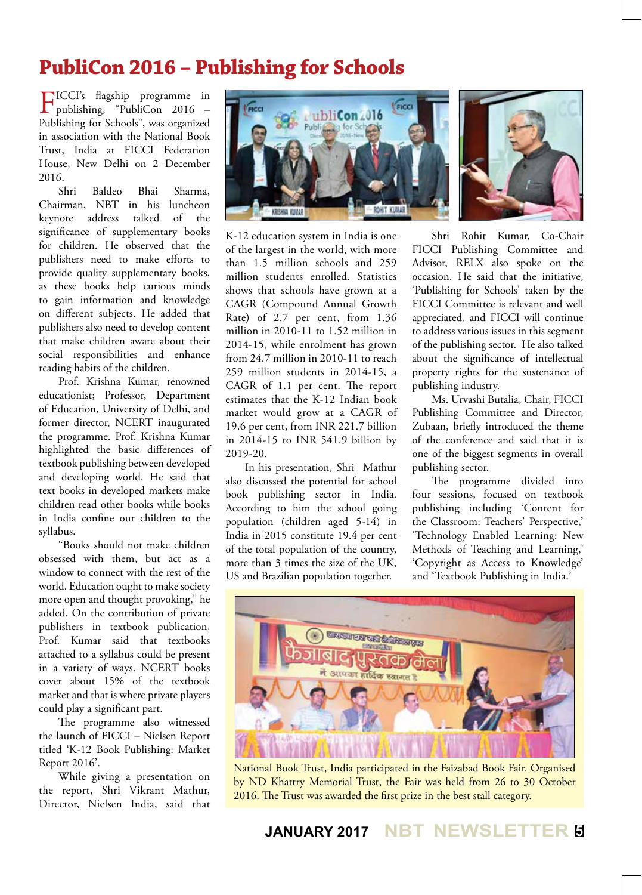# PubliCon 2016 – Publishing for Schools

FICCI's flagship programme in publishing, "PubliCon 2016 – Publishing for Schools", was organized in association with the National Book Trust, India at FICCI Federation House, New Delhi on 2 December 2016.

Shri Baldeo Bhai Sharma, Chairman, NBT in his luncheon keynote address talked of the significance of supplementary books for children. He observed that the publishers need to make efforts to provide quality supplementary books, as these books help curious minds to gain information and knowledge on different subjects. He added that publishers also need to develop content that make children aware about their social responsibilities and enhance reading habits of the children.

Prof. Krishna Kumar, renowned educationist; Professor, Department of Education, University of Delhi, and former director, NCERT inaugurated the programme. Prof. Krishna Kumar highlighted the basic differences of textbook publishing between developed and developing world. He said that text books in developed markets make children read other books while books in India confine our children to the syllabus.

"Books should not make children obsessed with them, but act as a window to connect with the rest of the world. Education ought to make society more open and thought provoking," he added. On the contribution of private publishers in textbook publication, Prof. Kumar said that textbooks attached to a syllabus could be present in a variety of ways. NCERT books cover about 15% of the textbook market and that is where private players could play a significant part.

The programme also witnessed the launch of FICCI – Nielsen Report titled 'K-12 Book Publishing: Market Report 2016'.

While giving a presentation on the report, Shri Vikrant Mathur, Director, Nielsen India, said that K-12 education system in India is one of the largest in the world, with more than 1.5 million schools and 259 million students enrolled. Statistics shows that schools have grown at a CAGR (Compound Annual Growth Rate) of 2.7 per cent, from 1.36 million in 2010-11 to 1.52 million in 2014-15, while enrolment has grown from 24.7 million in 2010-11 to reach 259 million students in 2014-15, a CAGR of 1.1 per cent. The report estimates that the K-12 Indian book market would grow at a CAGR of 19.6 per cent, from INR 221.7 billion in 2014-15 to INR 541.9 billion by 2019-20.

In his presentation, Shri Mathur also discussed the potential for school book publishing sector in India. According to him the school going population (children aged 5-14) in India in 2015 constitute 19.4 per cent of the total population of the country, more than 3 times the size of the UK, US and Brazilian population together.

Shri Rohit Kumar, Co-Chair FICCI Publishing Committee and Advisor, RELX also spoke on the occasion. He said that the initiative, 'Publishing for Schools' taken by the FICCI Committee is relevant and well appreciated, and FICCI will continue to address various issues in this segment of the publishing sector. He also talked about the significance of intellectual property rights for the sustenance of publishing industry.

Ms. Urvashi Butalia, Chair, FICCI Publishing Committee and Director, Zubaan, briefly introduced the theme of the conference and said that it is one of the biggest segments in overall publishing sector.

The programme divided into four sessions, focused on textbook publishing including 'Content for the Classroom: Teachers' Perspective,' 'Technology Enabled Learning: New Methods of Teaching and Learning,' 'Copyright as Access to Knowledge' and 'Textbook Publishing in India.'

National Book Trust, India participated in the Faizabad Book Fair. Organised by ND Khattry Memorial Trust, the Fair was held from 26 to 30 October 2016. The Trust was awarded the first prize in the best stall category.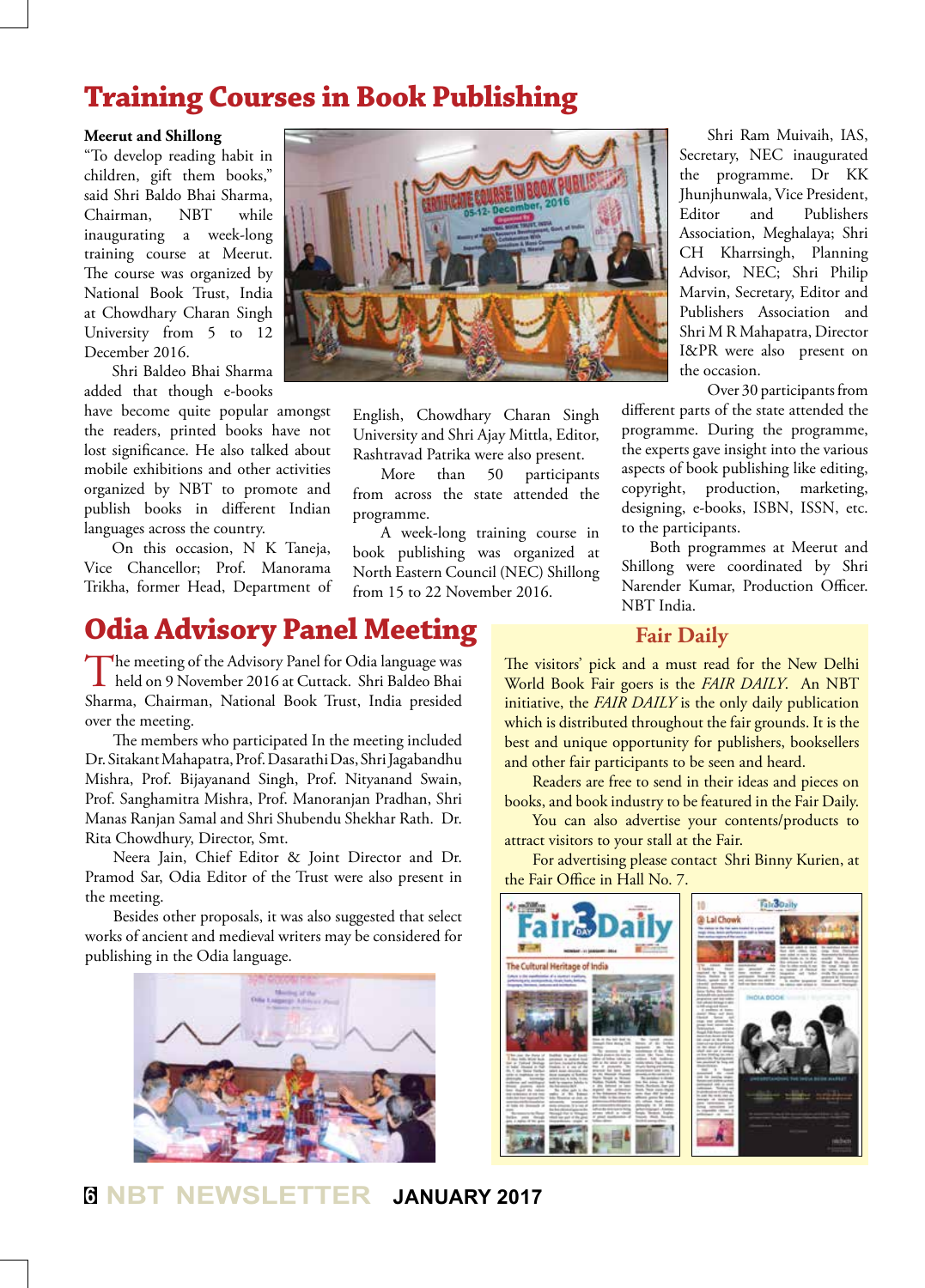# Training Courses in Book Publishing

### Meerut and Shillong

"To develop reading habit in children, gift them books," said Shri Baldo Bhai Sharma, Chairman, NBT while inaugurating a week-long training course at Meerut. The course was organized by National Book Trust, India at Chowdhary Charan Singh University from 5 to 12 December 2016.

Shri Baldeo Bhai Sharma added that though e-books have become quite popular amongst the readers, printed books have not lost significance. He also talked about mobile exhibitions and other activities organized by NBT to promote and publish books in different Indian languages across the country.

On this occasion, N K Taneja, Vice Chancellor; Prof. Manorama Trikha, former Head, Department of English, Chowdhary Charan Singh University and Shri Ajay Mittla, Editor, Rashtravad Patrika were also present.

More than 50 participants from across the state attended the programme.

A week-long training course in book publishing was organized at North Eastern Council (NEC) Shillong from 15 to 22 November 2016.

Shri Ram Muivaih, IAS, Secretary, NEC inaugurated the programme. Dr KK Jhunjhunwala, Vice President, Editor and Publishers Association, Meghalaya; Shri CH Kharrsingh, Planning Advisor, NEC; Shri Philip Marvin, Secretary, Editor and Publishers Association and Shri M R Mahapatra, Director I&PR were also present on the occasion.

Over 30 participants from different parts of the state attended the programme. During the programme, the experts gave insight into the various aspects of book publishing like editing, copyright, production, marketing, designing, e-books, ISBN, ISSN, etc. to the participants.

Both programmes at Meerut and Shillong were coordinated by Shri Narender Kumar, Production Officer. NBT India.

# Odia Advisory Panel Meeting

The meeting of the Advisory Panel for Odia language was held on 9 November 2016 at Cuttack. Shri Baldeo Bhai Sharma, Chairman, National Book Trust, India presided over the meeting.

The members who participated In the meeting included Dr. Sitakant Mahapatra, Prof. Dasarathi Das, Shri Jagabandhu Mishra, Prof. Bijayanand Singh, Prof. Nityanand Swain, Prof. Sanghamitra Mishra, Prof. Manoranjan Pradhan, Shri Manas Ranjan Samal and Shri Shubendu Shekhar Rath. Dr. Rita Chowdhury, Director, Smt. Neera Jain, Chief Editor & Joint Director and Dr. Pramod Sar, Odia Editor of the Trust were also present in the meeting.

Besides other proposals, it was also suggested that select works of ancient and medieval writers may be considered for publishing in the Odia language.

## Fair Daily

The visitors' pick and a must read for the New Delhi World Book Fair goers is the *FAIR DAILY*. An NBT initiative, the *FAIR DAILY* is the only daily publication which is distributed throughout the fair grounds. It is the best and unique opportunity for publishers, booksellers and other fair participants to be seen and heard.

Readers are free to send in their ideas and pieces on books, and book industry to be featured in the Fair Daily.

You can also advertise your contents/products to attract visitors to your stall at the Fair.

For advertising please contact Shri Binny Kurien, at the Fair Office in Hall No. 7.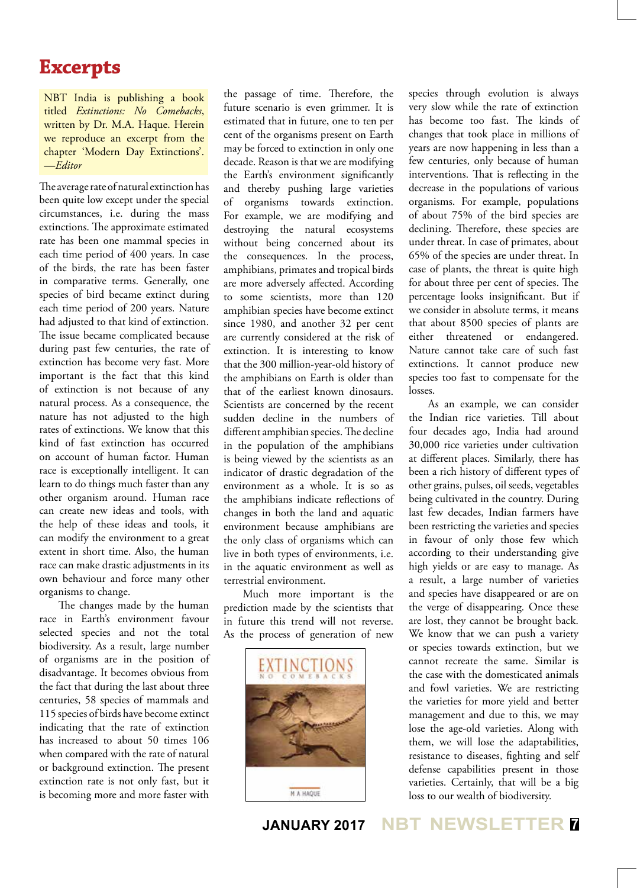# Excerpts

NBT India is publishing a book titled *Extinctions: No Comebacks*, written by Dr. M.A. Haque. Herein we reproduce an excerpt from the chapter 'Modern Day Extinctions'. *—Editor*

The average rate of natural extinction has been quite low except under the special circumstances, i.e. during the mass extinctions. The approximate estimated rate has been one mammal species in each time period of 400 years. In case of the birds, the rate has been faster in comparative terms. Generally, one species of bird became extinct during each time period of 200 years. Nature had adjusted to that kind of extinction. The issue became complicated because during past few centuries, the rate of extinction has become very fast. More important is the fact that this kind of extinction is not because of any natural process. As a consequence, the nature has not adjusted to the high rates of extinctions. We know that this kind of fast extinction has occurred on account of human factor. Human race is exceptionally intelligent. It can learn to do things much faster than any other organism around. Human race can create new ideas and tools, with the help of these ideas and tools, it can modify the environment to a great extent in short time. Also, the human race can make drastic adjustments in its own behaviour and force many other organisms to change.

The changes made by the human race in Earth's environment favour selected species and not the total biodiversity. As a result, large number of organisms are in the position of disadvantage. It becomes obvious from the fact that during the last about three centuries, 58 species of mammals and 115 species of birds have become extinct indicating that the rate of extinction has increased to about 50 times 106 when compared with the rate of natural or background extinction. The present extinction rate is not only fast, but it is becoming more and more faster with the passage of time. Therefore, the future scenario is even grimmer. It is estimated that in future, one to ten per cent of the organisms present on Earth may be forced to extinction in only one decade. Reason is that we are modifying the Earth's environment significantly and thereby pushing large varieties of organisms towards extinction. For example, we are modifying and destroying the natural ecosystems without being concerned about its the consequences. In the process, amphibians, primates and tropical birds are more adversely affected. According to some scientists, more than 120 amphibian species have become extinct since 1980, and another 32 per cent are currently considered at the risk of extinction. It is interesting to know that the 300 million-year-old history of the amphibians on Earth is older than that of the earliest known dinosaurs. Scientists are concerned by the recent sudden decline in the numbers of different amphibian species. The decline in the population of the amphibians is being viewed by the scientists as an indicator of drastic degradation of the environment as a whole. It is so as the amphibians indicate reflections of changes in both the land and aquatic environment because amphibians are the only class of organisms which can live in both types of environments, i.e. in the aquatic environment as well as terrestrial environment.

Much more important is the prediction made by the scientists that in future this trend will not reverse. As the process of generation of new species through evolution is always very slow while the rate of extinction has become too fast. The kinds of changes that took place in millions of years are now happening in less than a few centuries, only because of human interventions. That is reflecting in the decrease in the populations of various organisms. For example, populations of about 75% of the bird species are declining. Therefore, these species are under threat. In case of primates, about 65% of the species are under threat. In case of plants, the threat is quite high for about three per cent of species. The percentage looks insignificant. But if we consider in absolute terms, it means that about 8500 species of plants are either threatened or endangered. Nature cannot take care of such fast extinctions. It cannot produce new species too fast to compensate for the losses.

As an example, we can consider the Indian rice varieties. Till about four decades ago, India had around 30,000 rice varieties under cultivation at different places. Similarly, there has been a rich history of different types of other grains, pulses, oil seeds, vegetables being cultivated in the country. During last few decades, Indian farmers have been restricting the varieties and species in favour of only those few which according to their understanding give high yields or are easy to manage. As a result, a large number of varieties and species have disappeared or are on the verge of disappearing. Once these are lost, they cannot be brought back. We know that we can push a variety or species towards extinction, but we cannot recreate the same. Similar is the case with the domesticated animals and fowl varieties. We are restricting the varieties for more yield and better management and due to this, we may lose the age-old varieties. Along with them, we will lose the adaptabilities, resistance to diseases, fighting and self defense capabilities present in those varieties. Certainly, that will be a big loss to our wealth of biodiversity.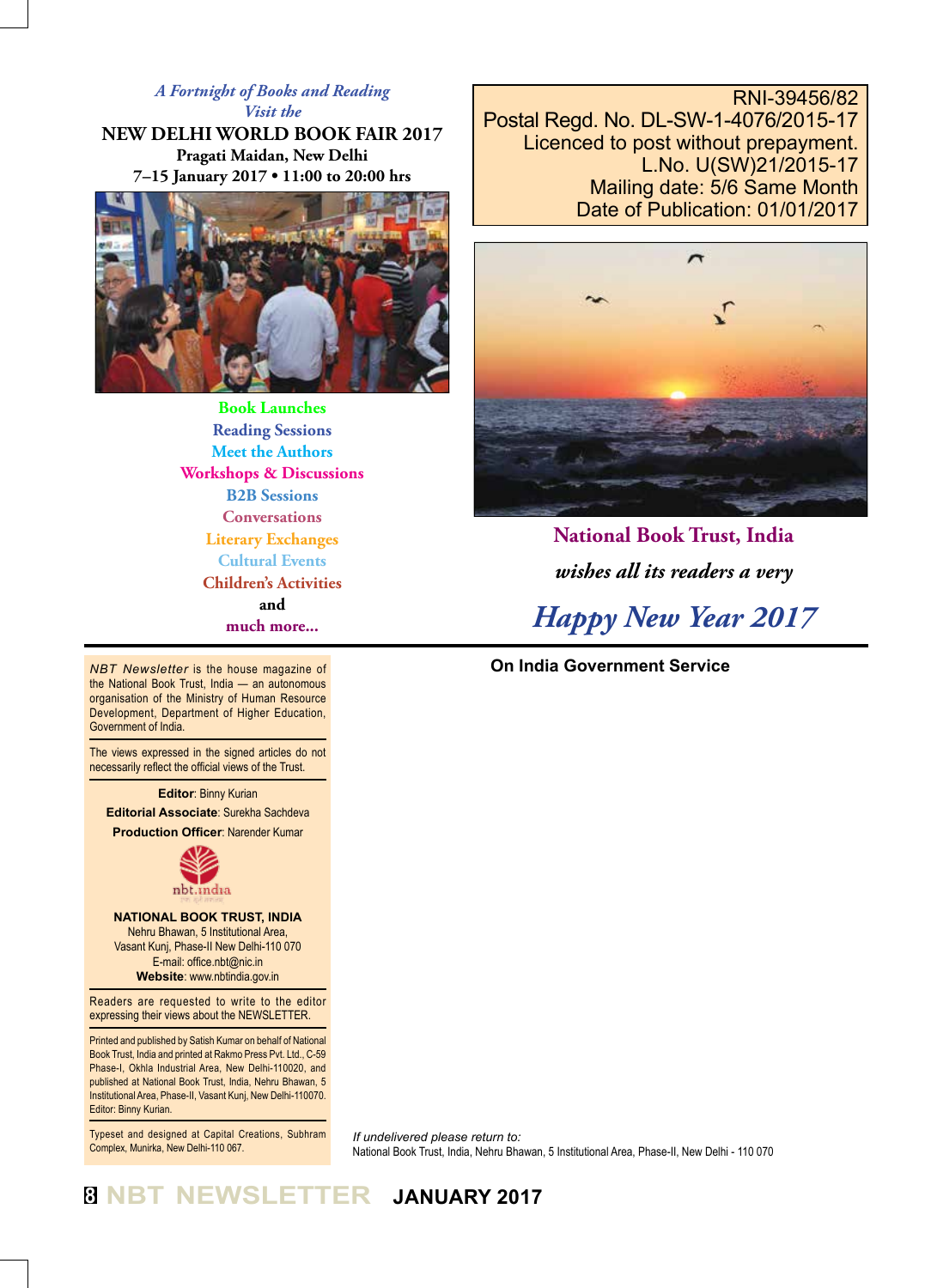*A Fortnight of Books and Reading*
*Visit the*

## NEW DELHI WORLD BOOK FAIR 2017

**Pragati Maidan, New Delhi**
**7–15 January 2017 • 11:00 to 20:00 hrs**

Book Launches
Reading Sessions
Meet the Authors
Workshops & Discussions
B2B Sessions
Conversations
Literary Exchanges
Cultural Events
Children's Activities
and
much more...

RNI-39456/82
Postal Regd. No. DL-SW-1-4076/2015-17
Licenced to post without prepayment.
L.No. U(SW)21/2015-17
Mailing date: 5/6 Same Month
Date of Publication: 01/01/2017

**National Book Trust, India**
*wishes all its readers a very*

## *Happy New Year 2017*

*NBT Newsletter* is the house magazine of the National Book Trust, India — an autonomous organisation of the Ministry of Human Resource Development, Department of Higher Education, Government of India.

The views expressed in the signed articles do not necessarily reflect the official views of the Trust.

**Editor**: Binny Kurian
**Editorial Associate**: Surekha Sachdeva
**Production Officer**: Narender Kumar

nbt.india

**NATIONAL BOOK TRUST, INDIA**
Nehru Bhawan, 5 Institutional Area,
Vasant Kunj, Phase-II New Delhi-110 070
E-mail: office.nbt@nic.in
**Website**: www.nbtindia.gov.in

Readers are requested to write to the editor expressing their views about the NEWSLETTER.

Printed and published by Satish Kumar on behalf of National Book Trust, India and printed at Rakmo Press Pvt. Ltd., C-59 Phase-I, Okhla Industrial Area, New Delhi-110020, and published at National Book Trust, India, Nehru Bhawan, 5 Institutional Area, Phase-II, Vasant Kunj, New Delhi-110070. Editor: Binny Kurian.

Typeset and designed at Capital Creations, Subhram Complex, Munirka, New Delhi-110 067.

**On India Government Service**

*If undelivered please return to:*
National Book Trust, India, Nehru Bhawan, 5 Institutional Area, Phase-II, New Delhi - 110 070